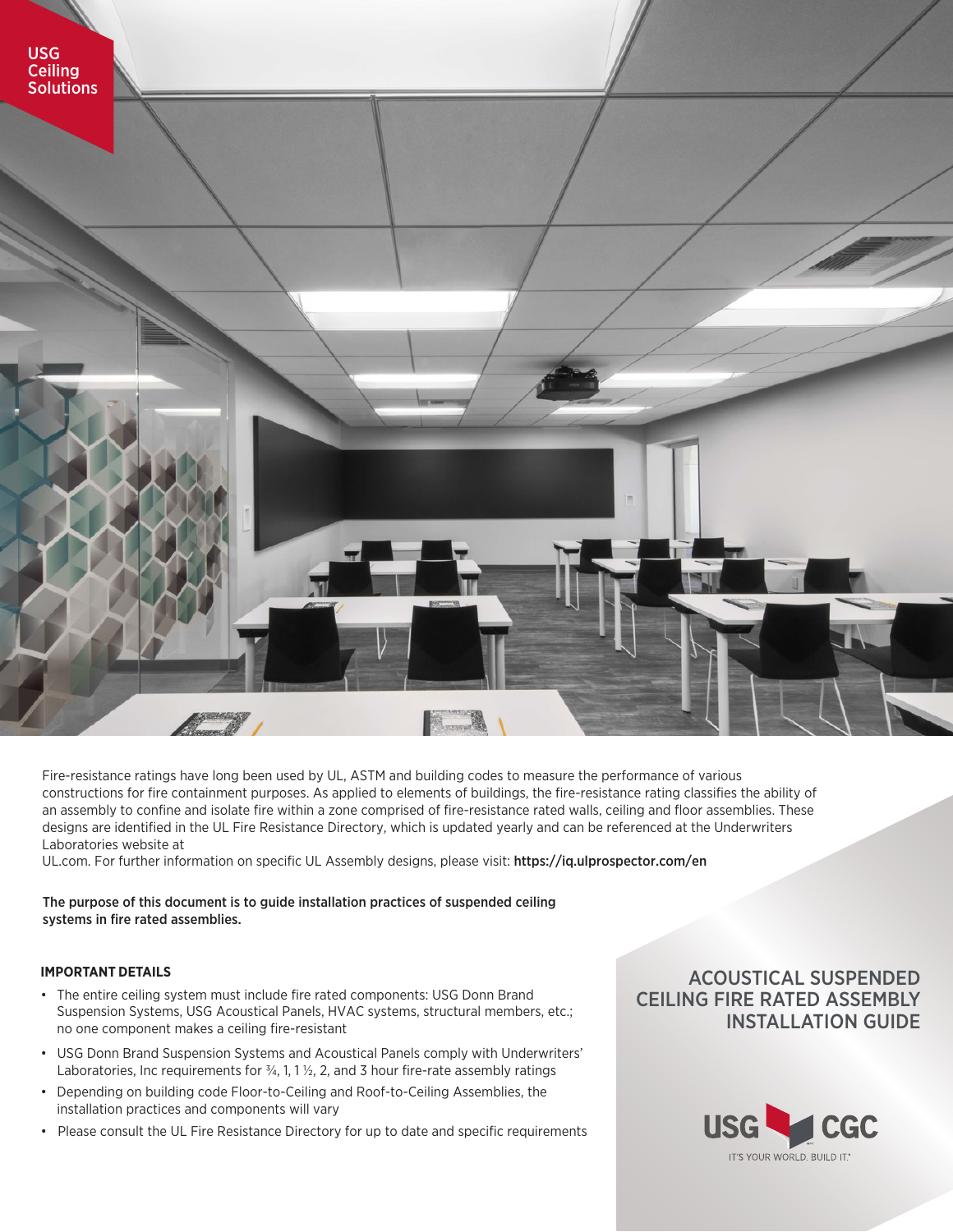USG Ceiling Solutions

# ACOUSTICAL SUSPENDED CEILING FIRE RATED ASSEMBLY INSTALLATION GUIDE

Fire-resistance ratings have long been used by UL, ASTM and building codes to measure the performance of various constructions for fire containment purposes. As applied to elements of buildings, the fire-resistance rating classifies the ability of an assembly to confine and isolate fire within a zone comprised of fire-resistance rated walls, ceiling and floor assemblies. These designs are identified in the UL Fire Resistance Directory, which is updated yearly and can be referenced at the Underwriters Laboratories website at UL.com. For further information on specific UL Assembly designs, please visit: **https://iq.ulprospector.com/en**

**The purpose of this document is to guide installation practices of suspended ceiling systems in fire rated assemblies.**

#### IMPORTANT DETAILS

- The entire ceiling system must include fire rated components: USG Donn Brand Suspension Systems, USG Acoustical Panels, HVAC systems, structural members, etc.; no one component makes a ceiling fire-resistant
- USG Donn Brand Suspension Systems and Acoustical Panels comply with Underwriters' Laboratories, Inc requirements for ¾, 1, 1 ½, 2, and 3 hour fire-rate assembly ratings
- Depending on building code Floor-to-Ceiling and Roof-to-Ceiling Assemblies, the installation practices and components will vary
- Please consult the UL Fire Resistance Directory for up to date and specific requirements

USG CGC

IT'S YOUR WORLD. BUILD IT.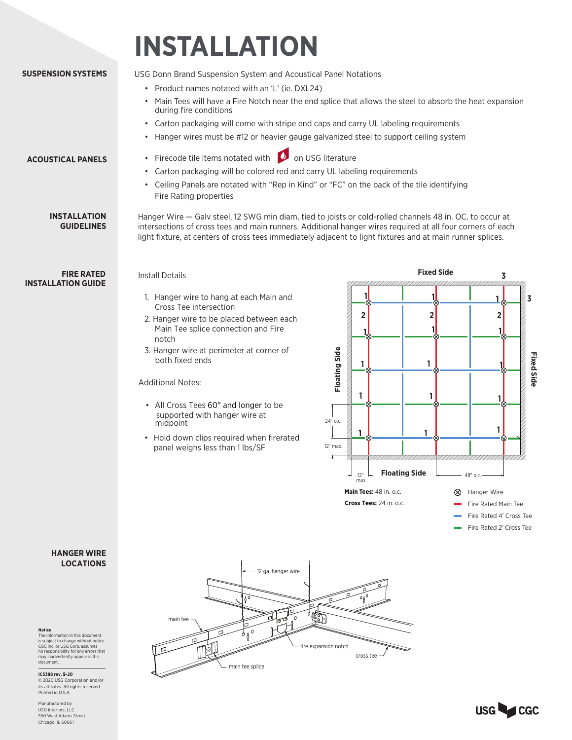# INSTALLATION

## SUSPENSION SYSTEMS

USG Donn Brand Suspension System and Acoustical Panel Notations

- Product names notated with an 'L' (ie. DXL24)
- Main Tees will have a Fire Notch near the end splice that allows the steel to absorb the heat expansion during fire conditions
- Carton packaging will come with stripe end caps and carry UL labeling requirements
- Hanger wires must be #12 or heavier gauge galvanized steel to support ceiling system

## ACOUSTICAL PANELS

- Firecode tile items notated with [icon] on USG literature
- Carton packaging will be colored red and carry UL labeling requirements
- Ceiling Panels are notated with "Rep in Kind" or "FC" on the back of the tile identifying Fire Rating properties

## INSTALLATION GUIDELINES

Hanger Wire — Galv steel, 12 SWG min diam, tied to joists or cold-rolled channels 48 in. OC, to occur at intersections of cross tees and main runners. Additional hanger wires required at all four corners of each light fixture, at centers of cross tees immediately adjacent to light fixtures and at main runner splices.

## FIRE RATED INSTALLATION GUIDE

Install Details

1. Hanger wire to hang at each Main and Cross Tee intersection
2. Hanger wire to be placed between each Main Tee splice connection and Fire notch
3. Hanger wire at perimeter at corner of both fixed ends

Additional Notes:

- All Cross Tees 60" and longer to be supported with hanger wire at midpoint
- Hold down clips required when firerated panel weighs less than 1 lbs/SF

Fixed Side
Floating Side
24" o.c.
12" max.
12" max.
48" o.c.

**Main Tees:** 48 in. o.c.
**Cross Tees:** 24 in. o.c.

⊗ Hanger Wire
Fire Rated Main Tee
Fire Rated 4' Cross Tee
Fire Rated 2' Cross Tee

## HANGER WIRE LOCATIONS

12 ga. hanger wire
main tee
fire expansion notch
cross tee
main tee splice

**Notice**
The information in this document is subject to change without notice. CGC Inc. or USG Corp. assumes no responsibility for any errors that may inadvertently appear in this document.

**IC5388 rev. 5-20**
© 2020 USG Corporation and/or its affiliates. All rights reserved.
Printed in U.S.A.

Manufactured by
USG Interiors, LLC
550 West Adams Street
Chicago, IL 60661